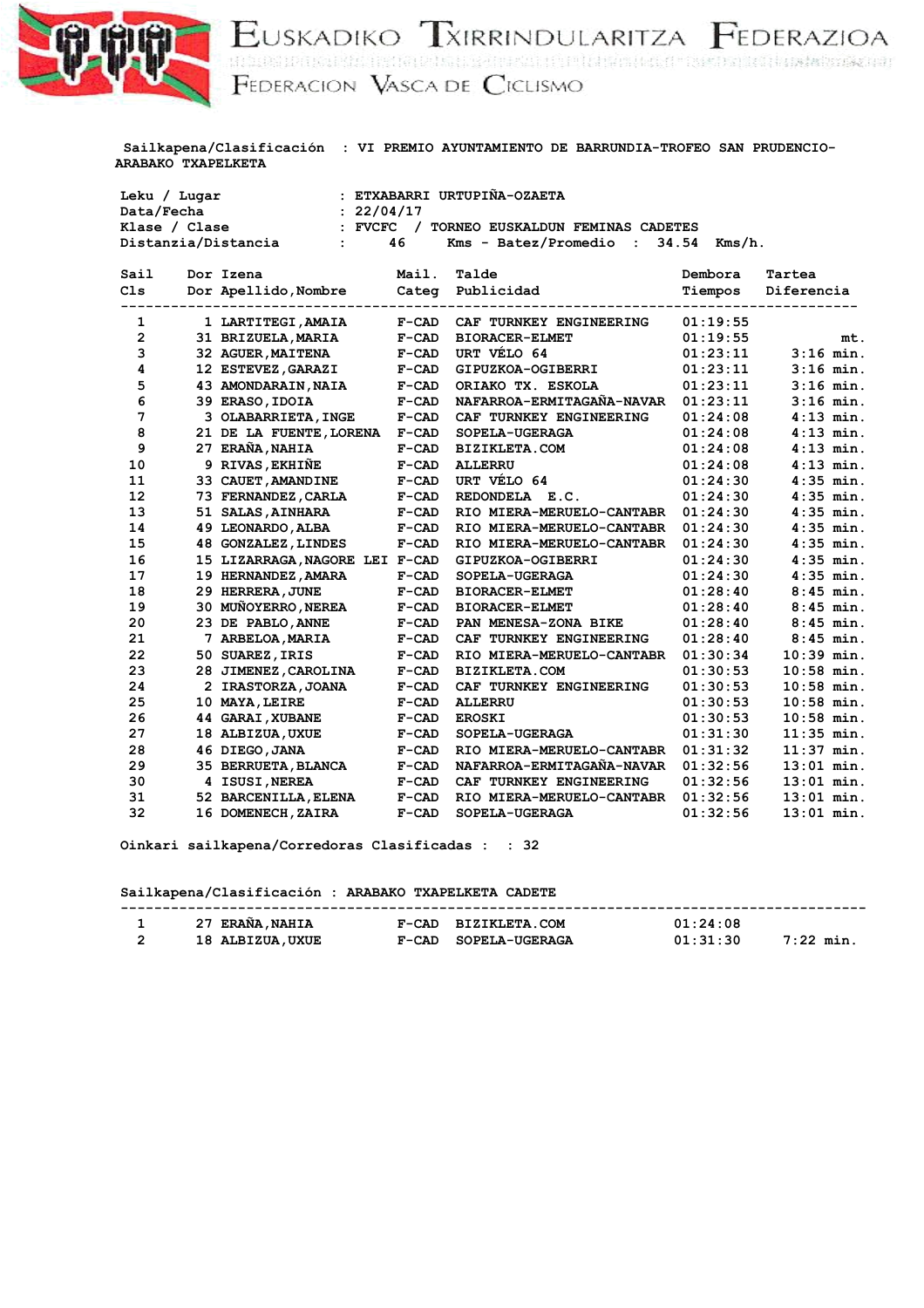# Euskadiko Txirrindularitza Federazioa
## Federacion Vasca de Ciclismo

**Sailkapena/Clasificación** : VI PREMIO AYUNTAMIENTO DE BARRUNDIA-TROFEO SAN PRUDENCIO-ARABAKO TXAPELKETA

Leku / Lugar : ETXABARRI URTUPIÑA-OZAETA
Data/Fecha : 22/04/17
Klase / Clase : FVCFC / TORNEO EUSKALDUN FEMINAS CADETES
Distanzia/Distancia : 46 Kms - Batez/Promedio : 34.54 Kms/h.

| Sail Cls | Dor Dor | Izena Apellido,Nombre | Mail. Categ | Talde Publicidad | Dembora Tiempos | Tartea Diferencia |
|---|---|---|---|---|---|---|
| 1 | 1 | LARTITEGI,AMAIA | F-CAD | CAF TURNKEY ENGINEERING | 01:19:55 | |
| 2 | 31 | BRIZUELA,MARIA | F-CAD | BIORACER-ELMET | 01:19:55 | mt. |
| 3 | 32 | AGUER,MAITENA | F-CAD | URT VÉLO 64 | 01:23:11 | 3:16 min. |
| 4 | 12 | ESTEVEZ,GARAZI | F-CAD | GIPUZKOA-OGIBERRI | 01:23:11 | 3:16 min. |
| 5 | 43 | AMONDARAIN,NAIA | F-CAD | ORIAKO TX. ESKOLA | 01:23:11 | 3:16 min. |
| 6 | 39 | ERASO,IDOIA | F-CAD | NAFARROA-ERMITAGAÑA-NAVAR | 01:23:11 | 3:16 min. |
| 7 | 3 | OLABARRIETA,INGE | F-CAD | CAF TURNKEY ENGINEERING | 01:24:08 | 4:13 min. |
| 8 | 21 | DE LA FUENTE,LORENA | F-CAD | SOPELA-UGERAGA | 01:24:08 | 4:13 min. |
| 9 | 27 | ERAÑA,NAHIA | F-CAD | BIZIKLETA.COM | 01:24:08 | 4:13 min. |
| 10 | 9 | RIVAS,EKHIÑE | F-CAD | ALLERRU | 01:24:08 | 4:13 min. |
| 11 | 33 | CAUET,AMANDINE | F-CAD | URT VÉLO 64 | 01:24:30 | 4:35 min. |
| 12 | 73 | FERNANDEZ,CARLA | F-CAD | REDONDELA E.C. | 01:24:30 | 4:35 min. |
| 13 | 51 | SALAS,AINHARA | F-CAD | RIO MIERA-MERUELO-CANTABR | 01:24:30 | 4:35 min. |
| 14 | 49 | LEONARDO,ALBA | F-CAD | RIO MIERA-MERUELO-CANTABR | 01:24:30 | 4:35 min. |
| 15 | 48 | GONZALEZ,LINDES | F-CAD | RIO MIERA-MERUELO-CANTABR | 01:24:30 | 4:35 min. |
| 16 | 15 | LIZARRAGA,NAGORE LEI | F-CAD | GIPUZKOA-OGIBERRI | 01:24:30 | 4:35 min. |
| 17 | 19 | HERNANDEZ,AMARA | F-CAD | SOPELA-UGERAGA | 01:24:30 | 4:35 min. |
| 18 | 29 | HERRERA,JUNE | F-CAD | BIORACER-ELMET | 01:28:40 | 8:45 min. |
| 19 | 30 | MUÑOYERRO,NEREA | F-CAD | BIORACER-ELMET | 01:28:40 | 8:45 min. |
| 20 | 23 | DE PABLO,ANNE | F-CAD | PAN MENESA-ZONA BIKE | 01:28:40 | 8:45 min. |
| 21 | 7 | ARBELOA,MARIA | F-CAD | CAF TURNKEY ENGINEERING | 01:28:40 | 8:45 min. |
| 22 | 50 | SUAREZ,IRIS | F-CAD | RIO MIERA-MERUELO-CANTABR | 01:30:34 | 10:39 min. |
| 23 | 28 | JIMENEZ,CAROLINA | F-CAD | BIZIKLETA.COM | 01:30:53 | 10:58 min. |
| 24 | 2 | IRASTORZA,JOANA | F-CAD | CAF TURNKEY ENGINEERING | 01:30:53 | 10:58 min. |
| 25 | 10 | MAYA,LEIRE | F-CAD | ALLERRU | 01:30:53 | 10:58 min. |
| 26 | 44 | GARAI,XUBANE | F-CAD | EROSKI | 01:30:53 | 10:58 min. |
| 27 | 18 | ALBIZUA,UXUE | F-CAD | SOPELA-UGERAGA | 01:31:30 | 11:35 min. |
| 28 | 46 | DIEGO,JANA | F-CAD | RIO MIERA-MERUELO-CANTABR | 01:31:32 | 11:37 min. |
| 29 | 35 | BERRUETA,BLANCA | F-CAD | NAFARROA-ERMITAGAÑA-NAVAR | 01:32:56 | 13:01 min. |
| 30 | 4 | ISUSI,NEREA | F-CAD | CAF TURNKEY ENGINEERING | 01:32:56 | 13:01 min. |
| 31 | 52 | BARCENILLA,ELENA | F-CAD | RIO MIERA-MERUELO-CANTABR | 01:32:56 | 13:01 min. |
| 32 | 16 | DOMENECH,ZAIRA | F-CAD | SOPELA-UGERAGA | 01:32:56 | 13:01 min. |

Oinkari sailkapena/Corredoras Clasificadas : : 32

**Sailkapena/Clasificación** : ARABAKO TXAPELKETA CADETE

| Sail Cls | Dor Dor | Izena Apellido,Nombre | Mail. Categ | Talde Publicidad | Dembora Tiempos | Tartea Diferencia |
|---|---|---|---|---|---|---|
| 1 | 27 | ERAÑA,NAHIA | F-CAD | BIZIKLETA.COM | 01:24:08 | |
| 2 | 18 | ALBIZUA,UXUE | F-CAD | SOPELA-UGERAGA | 01:31:30 | 7:22 min. |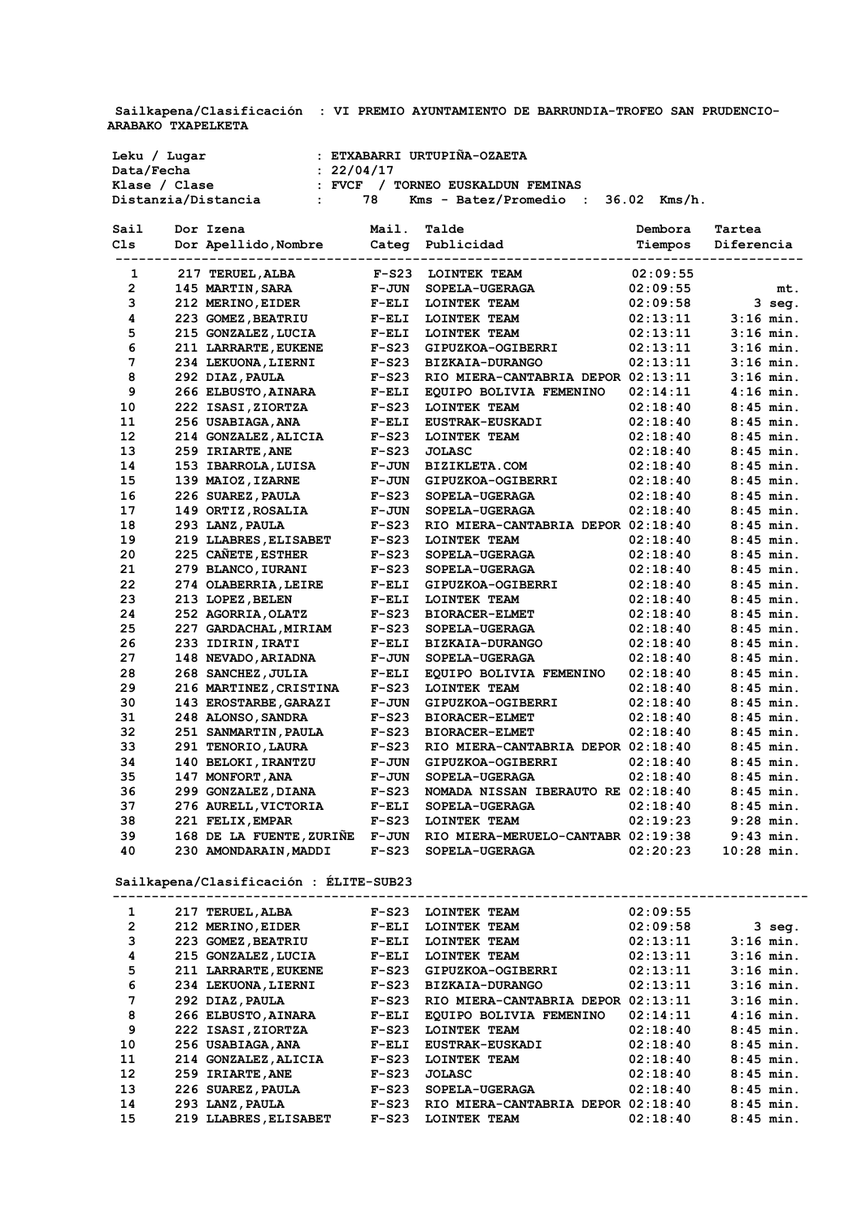**Sailkapena/Clasificación : VI PREMIO AYUNTAMIENTO DE BARRUNDIA-TROFEO SAN PRUDENCIO-ARABAKO TXAPELKETA**

**Leku / Lugar : ETXABARRI URTUPIÑA-OZAETA**
**Data/Fecha : 22/04/17**
**Klase / Clase : FVCF / TORNEO EUSKALDUN FEMINAS**
**Distanzia/Distancia : 78 Kms - Batez/Promedio : 36.02 Kms/h.**

| Sail Cls | Dor Dor | Izena Apellido,Nombre | Mail. Categ | Talde Publicidad | Dembora Tiempos | Tartea Diferencia |
|---|---|---|---|---|---|---|
| 1 | 217 | TERUEL,ALBA | F-S23 | LOINTEK TEAM | 02:09:55 | |
| 2 | 145 | MARTIN,SARA | F-JUN | SOPELA-UGERAGA | 02:09:55 | mt. |
| 3 | 212 | MERINO,EIDER | F-ELI | LOINTEK TEAM | 02:09:58 | 3 seg. |
| 4 | 223 | GOMEZ,BEATRIU | F-ELI | LOINTEK TEAM | 02:13:11 | 3:16 min. |
| 5 | 215 | GONZALEZ,LUCIA | F-ELI | LOINTEK TEAM | 02:13:11 | 3:16 min. |
| 6 | 211 | LARRARTE,EUKENE | F-S23 | GIPUZKOA-OGIBERRI | 02:13:11 | 3:16 min. |
| 7 | 234 | LEKUONA,LIERNI | F-S23 | BIZKAIA-DURANGO | 02:13:11 | 3:16 min. |
| 8 | 292 | DIAZ,PAULA | F-S23 | RIO MIERA-CANTABRIA DEPOR | 02:13:11 | 3:16 min. |
| 9 | 266 | ELBUSTO,AINARA | F-ELI | EQUIPO BOLIVIA FEMENINO | 02:14:11 | 4:16 min. |
| 10 | 222 | ISASI,ZIORTZA | F-S23 | LOINTEK TEAM | 02:18:40 | 8:45 min. |
| 11 | 256 | USABIAGA,ANA | F-ELI | EUSTRAK-EUSKADI | 02:18:40 | 8:45 min. |
| 12 | 214 | GONZALEZ,ALICIA | F-S23 | LOINTEK TEAM | 02:18:40 | 8:45 min. |
| 13 | 259 | IRIARTE,ANE | F-S23 | JOLASC | 02:18:40 | 8:45 min. |
| 14 | 153 | IBARROLA,LUISA | F-JUN | BIZIKLETA.COM | 02:18:40 | 8:45 min. |
| 15 | 139 | MAIOZ,IZARNE | F-JUN | GIPUZKOA-OGIBERRI | 02:18:40 | 8:45 min. |
| 16 | 226 | SUAREZ,PAULA | F-S23 | SOPELA-UGERAGA | 02:18:40 | 8:45 min. |
| 17 | 149 | ORTIZ,ROSALIA | F-JUN | SOPELA-UGERAGA | 02:18:40 | 8:45 min. |
| 18 | 293 | LANZ,PAULA | F-S23 | RIO MIERA-CANTABRIA DEPOR | 02:18:40 | 8:45 min. |
| 19 | 219 | LLABRES,ELISABET | F-S23 | LOINTEK TEAM | 02:18:40 | 8:45 min. |
| 20 | 225 | CAÑETE,ESTHER | F-S23 | SOPELA-UGERAGA | 02:18:40 | 8:45 min. |
| 21 | 279 | BLANCO,IURANI | F-S23 | SOPELA-UGERAGA | 02:18:40 | 8:45 min. |
| 22 | 274 | OLABERRIA,LEIRE | F-ELI | GIPUZKOA-OGIBERRI | 02:18:40 | 8:45 min. |
| 23 | 213 | LOPEZ,BELEN | F-ELI | LOINTEK TEAM | 02:18:40 | 8:45 min. |
| 24 | 252 | AGORRIA,OLATZ | F-S23 | BIORACER-ELMET | 02:18:40 | 8:45 min. |
| 25 | 227 | GARDACHAL,MIRIAM | F-S23 | SOPELA-UGERAGA | 02:18:40 | 8:45 min. |
| 26 | 233 | IDIRIN,IRATI | F-ELI | BIZKAIA-DURANGO | 02:18:40 | 8:45 min. |
| 27 | 148 | NEVADO,ARIADNA | F-JUN | SOPELA-UGERAGA | 02:18:40 | 8:45 min. |
| 28 | 268 | SANCHEZ,JULIA | F-ELI | EQUIPO BOLIVIA FEMENINO | 02:18:40 | 8:45 min. |
| 29 | 216 | MARTINEZ,CRISTINA | F-S23 | LOINTEK TEAM | 02:18:40 | 8:45 min. |
| 30 | 143 | EROSTARBE,GARAZI | F-JUN | GIPUZKOA-OGIBERRI | 02:18:40 | 8:45 min. |
| 31 | 248 | ALONSO,SANDRA | F-S23 | BIORACER-ELMET | 02:18:40 | 8:45 min. |
| 32 | 251 | SANMARTIN,PAULA | F-S23 | BIORACER-ELMET | 02:18:40 | 8:45 min. |
| 33 | 291 | TENORIO,LAURA | F-S23 | RIO MIERA-CANTABRIA DEPOR | 02:18:40 | 8:45 min. |
| 34 | 140 | BELOKI,IRANTZU | F-JUN | GIPUZKOA-OGIBERRI | 02:18:40 | 8:45 min. |
| 35 | 147 | MONFORT,ANA | F-JUN | SOPELA-UGERAGA | 02:18:40 | 8:45 min. |
| 36 | 299 | GONZALEZ,DIANA | F-S23 | NOMADA NISSAN IBERAUTO RE | 02:18:40 | 8:45 min. |
| 37 | 276 | AURELL,VICTORIA | F-ELI | SOPELA-UGERAGA | 02:18:40 | 8:45 min. |
| 38 | 221 | FELIX,EMPAR | F-S23 | LOINTEK TEAM | 02:19:23 | 9:28 min. |
| 39 | 168 | DE LA FUENTE,ZURIÑE | F-JUN | RIO MIERA-MERUELO-CANTABR | 02:19:38 | 9:43 min. |
| 40 | 230 | AMONDARAIN,MADDI | F-S23 | SOPELA-UGERAGA | 02:20:23 | 10:28 min. |

**Sailkapena/Clasificación : ÉLITE-SUB23**

| Sail Cls | Dor | Izena Apellido,Nombre | Mail. Categ | Talde Publicidad | Dembora Tiempos | Tartea Diferencia |
|---|---|---|---|---|---|---|
| 1 | 217 | TERUEL,ALBA | F-S23 | LOINTEK TEAM | 02:09:55 | |
| 2 | 212 | MERINO,EIDER | F-ELI | LOINTEK TEAM | 02:09:58 | 3 seg. |
| 3 | 223 | GOMEZ,BEATRIU | F-ELI | LOINTEK TEAM | 02:13:11 | 3:16 min. |
| 4 | 215 | GONZALEZ,LUCIA | F-ELI | LOINTEK TEAM | 02:13:11 | 3:16 min. |
| 5 | 211 | LARRARTE,EUKENE | F-S23 | GIPUZKOA-OGIBERRI | 02:13:11 | 3:16 min. |
| 6 | 234 | LEKUONA,LIERNI | F-S23 | BIZKAIA-DURANGO | 02:13:11 | 3:16 min. |
| 7 | 292 | DIAZ,PAULA | F-S23 | RIO MIERA-CANTABRIA DEPOR | 02:13:11 | 3:16 min. |
| 8 | 266 | ELBUSTO,AINARA | F-ELI | EQUIPO BOLIVIA FEMENINO | 02:14:11 | 4:16 min. |
| 9 | 222 | ISASI,ZIORTZA | F-S23 | LOINTEK TEAM | 02:18:40 | 8:45 min. |
| 10 | 256 | USABIAGA,ANA | F-ELI | EUSTRAK-EUSKADI | 02:18:40 | 8:45 min. |
| 11 | 214 | GONZALEZ,ALICIA | F-S23 | LOINTEK TEAM | 02:18:40 | 8:45 min. |
| 12 | 259 | IRIARTE,ANE | F-S23 | JOLASC | 02:18:40 | 8:45 min. |
| 13 | 226 | SUAREZ,PAULA | F-S23 | SOPELA-UGERAGA | 02:18:40 | 8:45 min. |
| 14 | 293 | LANZ,PAULA | F-S23 | RIO MIERA-CANTABRIA DEPOR | 02:18:40 | 8:45 min. |
| 15 | 219 | LLABRES,ELISABET | F-S23 | LOINTEK TEAM | 02:18:40 | 8:45 min. |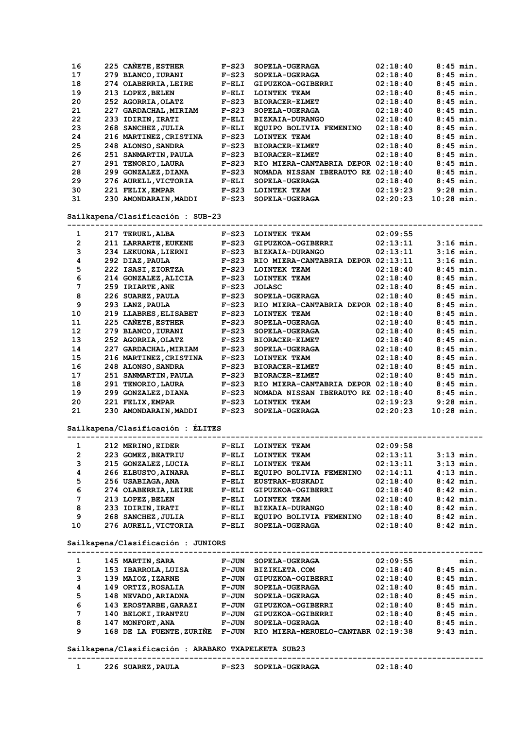| | | | | | | |
|---|---|---|---|---|---|---|
| 16 | 225 | CAÑETE,ESTHER | F-S23 | SOPELA-UGERAGA | 02:18:40 | 8:45 min. |
| 17 | 279 | BLANCO,IURANI | F-S23 | SOPELA-UGERAGA | 02:18:40 | 8:45 min. |
| 18 | 274 | OLABERRIA,LEIRE | F-ELI | GIPUZKOA-OGIBERRI | 02:18:40 | 8:45 min. |
| 19 | 213 | LOPEZ,BELEN | F-ELI | LOINTEK TEAM | 02:18:40 | 8:45 min. |
| 20 | 252 | AGORRIA,OLATZ | F-S23 | BIORACER-ELMET | 02:18:40 | 8:45 min. |
| 21 | 227 | GARDACHAL,MIRIAM | F-S23 | SOPELA-UGERAGA | 02:18:40 | 8:45 min. |
| 22 | 233 | IDIRIN,IRATI | F-ELI | BIZKAIA-DURANGO | 02:18:40 | 8:45 min. |
| 23 | 268 | SANCHEZ,JULIA | F-ELI | EQUIPO BOLIVIA FEMENINO | 02:18:40 | 8:45 min. |
| 24 | 216 | MARTINEZ,CRISTINA | F-S23 | LOINTEK TEAM | 02:18:40 | 8:45 min. |
| 25 | 248 | ALONSO,SANDRA | F-S23 | BIORACER-ELMET | 02:18:40 | 8:45 min. |
| 26 | 251 | SANMARTIN,PAULA | F-S23 | BIORACER-ELMET | 02:18:40 | 8:45 min. |
| 27 | 291 | TENORIO,LAURA | F-S23 | RIO MIERA-CANTABRIA DEPOR | 02:18:40 | 8:45 min. |
| 28 | 299 | GONZALEZ,DIANA | F-S23 | NOMADA NISSAN IBERAUTO RE | 02:18:40 | 8:45 min. |
| 29 | 276 | AURELL,VICTORIA | F-ELI | SOPELA-UGERAGA | 02:18:40 | 8:45 min. |
| 30 | 221 | FELIX,EMPAR | F-S23 | LOINTEK TEAM | 02:19:23 | 9:28 min. |
| 31 | 230 | AMONDARAIN,MADDI | F-S23 | SOPELA-UGERAGA | 02:20:23 | 10:28 min. |

**Sailkapena/Clasificación : SUB-23**

| | | | | | | |
|---|---|---|---|---|---|---|
| 1 | 217 | TERUEL,ALBA | F-S23 | LOINTEK TEAM | 02:09:55 | |
| 2 | 211 | LARRARTE,EUKENE | F-S23 | GIPUZKOA-OGIBERRI | 02:13:11 | 3:16 min. |
| 3 | 234 | LEKUONA,LIERNI | F-S23 | BIZKAIA-DURANGO | 02:13:11 | 3:16 min. |
| 4 | 292 | DIAZ,PAULA | F-S23 | RIO MIERA-CANTABRIA DEPOR | 02:13:11 | 3:16 min. |
| 5 | 222 | ISASI,ZIORTZA | F-S23 | LOINTEK TEAM | 02:18:40 | 8:45 min. |
| 6 | 214 | GONZALEZ,ALICIA | F-S23 | LOINTEK TEAM | 02:18:40 | 8:45 min. |
| 7 | 259 | IRIARTE,ANE | F-S23 | JOLASC | 02:18:40 | 8:45 min. |
| 8 | 226 | SUAREZ,PAULA | F-S23 | SOPELA-UGERAGA | 02:18:40 | 8:45 min. |
| 9 | 293 | LANZ,PAULA | F-S23 | RIO MIERA-CANTABRIA DEPOR | 02:18:40 | 8:45 min. |
| 10 | 219 | LLABRES,ELISABET | F-S23 | LOINTEK TEAM | 02:18:40 | 8:45 min. |
| 11 | 225 | CAÑETE,ESTHER | F-S23 | SOPELA-UGERAGA | 02:18:40 | 8:45 min. |
| 12 | 279 | BLANCO,IURANI | F-S23 | SOPELA-UGERAGA | 02:18:40 | 8:45 min. |
| 13 | 252 | AGORRIA,OLATZ | F-S23 | BIORACER-ELMET | 02:18:40 | 8:45 min. |
| 14 | 227 | GARDACHAL,MIRIAM | F-S23 | SOPELA-UGERAGA | 02:18:40 | 8:45 min. |
| 15 | 216 | MARTINEZ,CRISTINA | F-S23 | LOINTEK TEAM | 02:18:40 | 8:45 min. |
| 16 | 248 | ALONSO,SANDRA | F-S23 | BIORACER-ELMET | 02:18:40 | 8:45 min. |
| 17 | 251 | SANMARTIN,PAULA | F-S23 | BIORACER-ELMET | 02:18:40 | 8:45 min. |
| 18 | 291 | TENORIO,LAURA | F-S23 | RIO MIERA-CANTABRIA DEPOR | 02:18:40 | 8:45 min. |
| 19 | 299 | GONZALEZ,DIANA | F-S23 | NOMADA NISSAN IBERAUTO RE | 02:18:40 | 8:45 min. |
| 20 | 221 | FELIX,EMPAR | F-S23 | LOINTEK TEAM | 02:19:23 | 9:28 min. |
| 21 | 230 | AMONDARAIN,MADDI | F-S23 | SOPELA-UGERAGA | 02:20:23 | 10:28 min. |

**Sailkapena/Clasificación : ÉLITES**

| | | | | | | |
|---|---|---|---|---|---|---|
| 1 | 212 | MERINO,EIDER | F-ELI | LOINTEK TEAM | 02:09:58 | |
| 2 | 223 | GOMEZ,BEATRIU | F-ELI | LOINTEK TEAM | 02:13:11 | 3:13 min. |
| 3 | 215 | GONZALEZ,LUCIA | F-ELI | LOINTEK TEAM | 02:13:11 | 3:13 min. |
| 4 | 266 | ELBUSTO,AINARA | F-ELI | EQUIPO BOLIVIA FEMENINO | 02:14:11 | 4:13 min. |
| 5 | 256 | USABIAGA,ANA | F-ELI | EUSTRAK-EUSKADI | 02:18:40 | 8:42 min. |
| 6 | 274 | OLABERRIA,LEIRE | F-ELI | GIPUZKOA-OGIBERRI | 02:18:40 | 8:42 min. |
| 7 | 213 | LOPEZ,BELEN | F-ELI | LOINTEK TEAM | 02:18:40 | 8:42 min. |
| 8 | 233 | IDIRIN,IRATI | F-ELI | BIZKAIA-DURANGO | 02:18:40 | 8:42 min. |
| 9 | 268 | SANCHEZ,JULIA | F-ELI | EQUIPO BOLIVIA FEMENINO | 02:18:40 | 8:42 min. |
| 10 | 276 | AURELL,VICTORIA | F-ELI | SOPELA-UGERAGA | 02:18:40 | 8:42 min. |

**Sailkapena/Clasificación : JUNIORS**

| | | | | | | |
|---|---|---|---|---|---|---|
| 1 | 145 | MARTIN,SARA | F-JUN | SOPELA-UGERAGA | 02:09:55 | min. |
| 2 | 153 | IBARROLA,LUISA | F-JUN | BIZIKLETA.COM | 02:18:40 | 8:45 min. |
| 3 | 139 | MAIOZ,IZARNE | F-JUN | GIPUZKOA-OGIBERRI | 02:18:40 | 8:45 min. |
| 4 | 149 | ORTIZ,ROSALIA | F-JUN | SOPELA-UGERAGA | 02:18:40 | 8:45 min. |
| 5 | 148 | NEVADO,ARIADNA | F-JUN | SOPELA-UGERAGA | 02:18:40 | 8:45 min. |
| 6 | 143 | EROSTARBE,GARAZI | F-JUN | GIPUZKOA-OGIBERRI | 02:18:40 | 8:45 min. |
| 7 | 140 | BELOKI,IRANTZU | F-JUN | GIPUZKOA-OGIBERRI | 02:18:40 | 8:45 min. |
| 8 | 147 | MONFORT,ANA | F-JUN | SOPELA-UGERAGA | 02:18:40 | 8:45 min. |
| 9 | 168 | DE LA FUENTE,ZURIÑE | F-JUN | RIO MIERA-MERUELO-CANTABR | 02:19:38 | 9:43 min. |

**Sailkapena/Clasificación : ARABAKO TXAPELKETA SUB23**

| | | | | | | |
|---|---|---|---|---|---|---|
| 1 | 226 | SUAREZ,PAULA | F-S23 | SOPELA-UGERAGA | 02:18:40 | |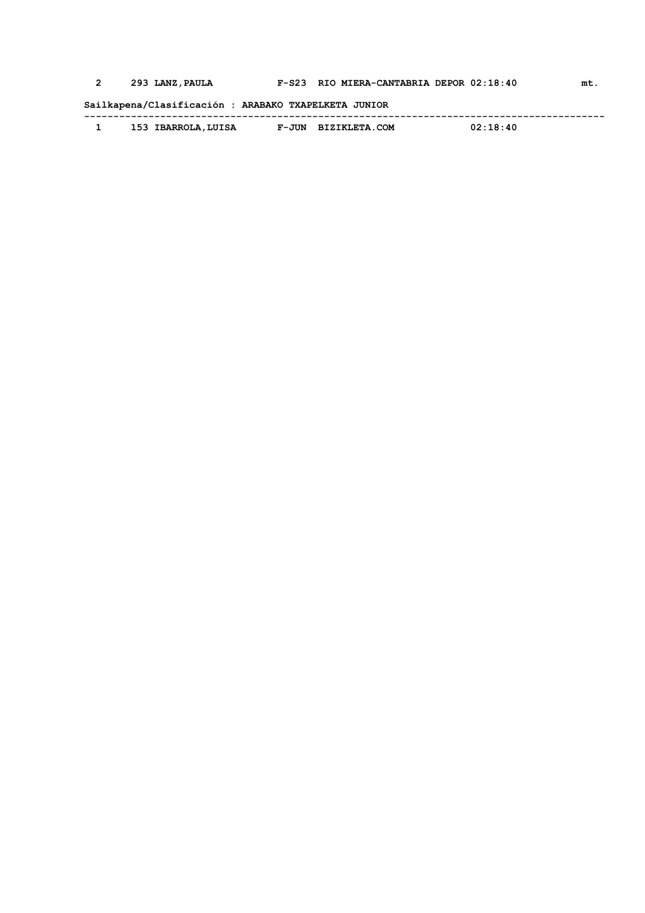| | | | | | | |
|---|---|---|---|---|---|---|
| 2 | 293 | LANZ,PAULA | F-S23 | RIO MIERA-CANTABRIA DEPOR | 02:18:40 | mt. |

**Sailkapena/Clasificación : ARABAKO TXAPELKETA JUNIOR**

| | | | | | | |
|---|---|---|---|---|---|---|
| 1 | 153 | IBARROLA,LUISA | F-JUN | BIZIKLETA.COM | 02:18:40 | |